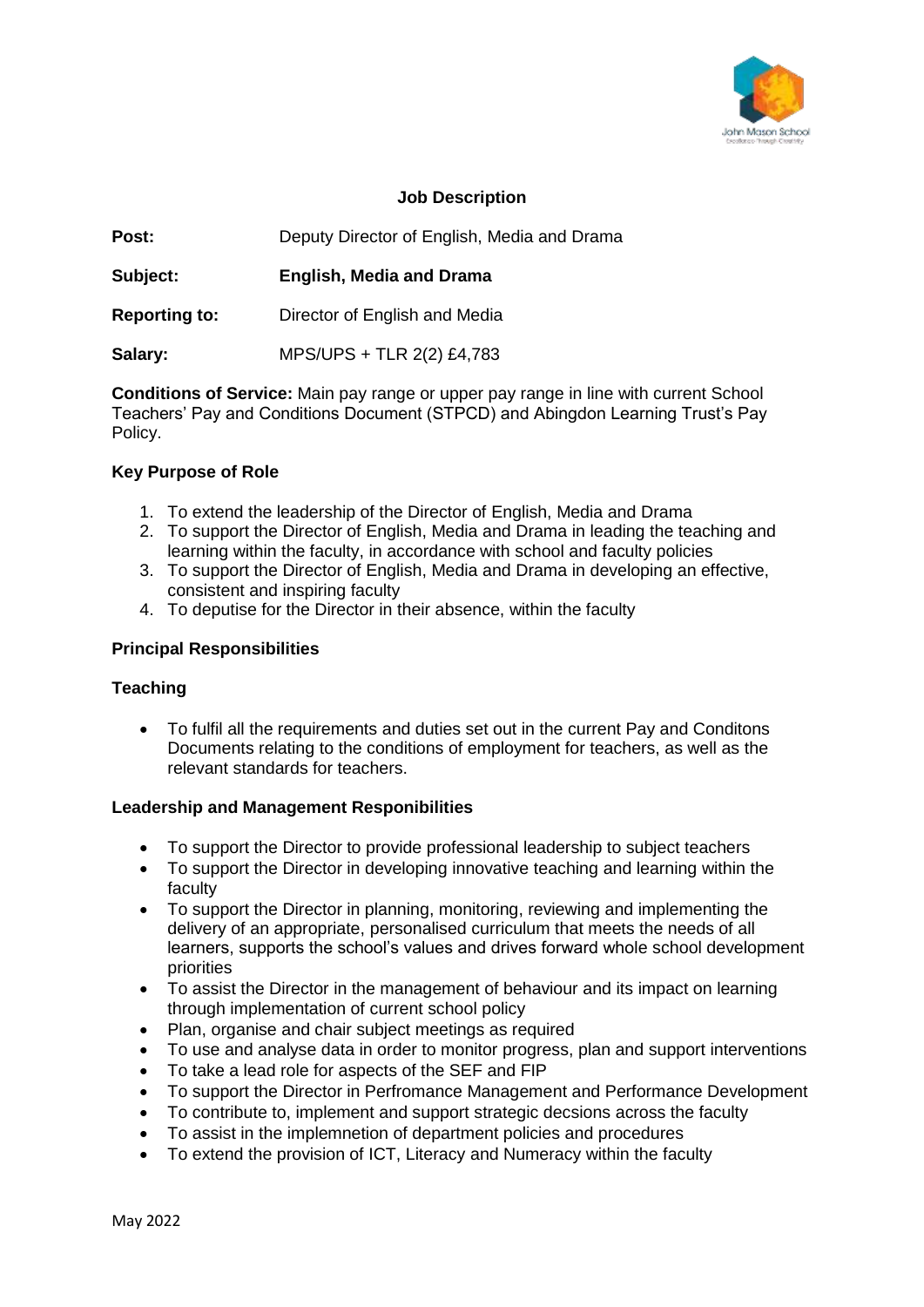# Job Description

**Post:** Deputy Director of English, Media and Drama

**Subject:** **English, Media and Drama**

**Reporting to:** Director of English and Media

**Salary:** MPS/UPS + TLR 2(2) £4,783

**Conditions of Service:** Main pay range or upper pay range in line with current School Teachers' Pay and Conditions Document (STPCD) and Abingdon Learning Trust's Pay Policy.

## Key Purpose of Role

1. To extend the leadership of the Director of English, Media and Drama
2. To support the Director of English, Media and Drama in leading the teaching and learning within the faculty, in accordance with school and faculty policies
3. To support the Director of English, Media and Drama in developing an effective, consistent and inspiring faculty
4. To deputise for the Director in their absence, within the faculty

## Principal Responsibilities

### Teaching

- To fulfil all the requirements and duties set out in the current Pay and Conditons Documents relating to the conditions of employment for teachers, as well as the relevant standards for teachers.

### Leadership and Management Responibilities

- To support the Director to provide professional leadership to subject teachers
- To support the Director in developing innovative teaching and learning within the faculty
- To support the Director in planning, monitoring, reviewing and implementing the delivery of an appropriate, personalised curriculum that meets the needs of all learners, supports the school's values and drives forward whole school development priorities
- To assist the Director in the management of behaviour and its impact on learning through implementation of current school policy
- Plan, organise and chair subject meetings as required
- To use and analyse data in order to monitor progress, plan and support interventions
- To take a lead role for aspects of the SEF and FIP
- To support the Director in Perfromance Management and Performance Development
- To contribute to, implement and support strategic decsions across the faculty
- To assist in the implemnetion of department policies and procedures
- To extend the provision of ICT, Literacy and Numeracy within the faculty

May 2022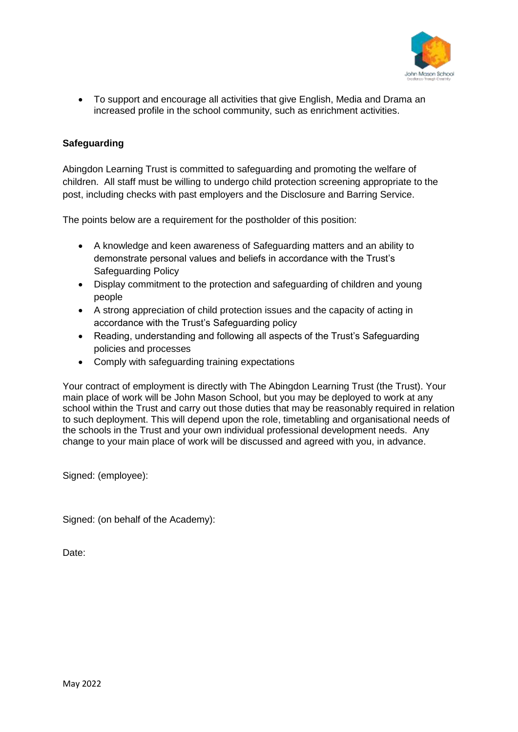- To support and encourage all activities that give English, Media and Drama an increased profile in the school community, such as enrichment activities.

**Safeguarding**

Abingdon Learning Trust is committed to safeguarding and promoting the welfare of children. All staff must be willing to undergo child protection screening appropriate to the post, including checks with past employers and the Disclosure and Barring Service.

The points below are a requirement for the postholder of this position:

- A knowledge and keen awareness of Safeguarding matters and an ability to demonstrate personal values and beliefs in accordance with the Trust's Safeguarding Policy
- Display commitment to the protection and safeguarding of children and young people
- A strong appreciation of child protection issues and the capacity of acting in accordance with the Trust's Safeguarding policy
- Reading, understanding and following all aspects of the Trust's Safeguarding policies and processes
- Comply with safeguarding training expectations

Your contract of employment is directly with The Abingdon Learning Trust (the Trust). Your main place of work will be John Mason School, but you may be deployed to work at any school within the Trust and carry out those duties that may be reasonably required in relation to such deployment. This will depend upon the role, timetabling and organisational needs of the schools in the Trust and your own individual professional development needs. Any change to your main place of work will be discussed and agreed with you, in advance.

Signed: (employee):

Signed: (on behalf of the Academy):

Date: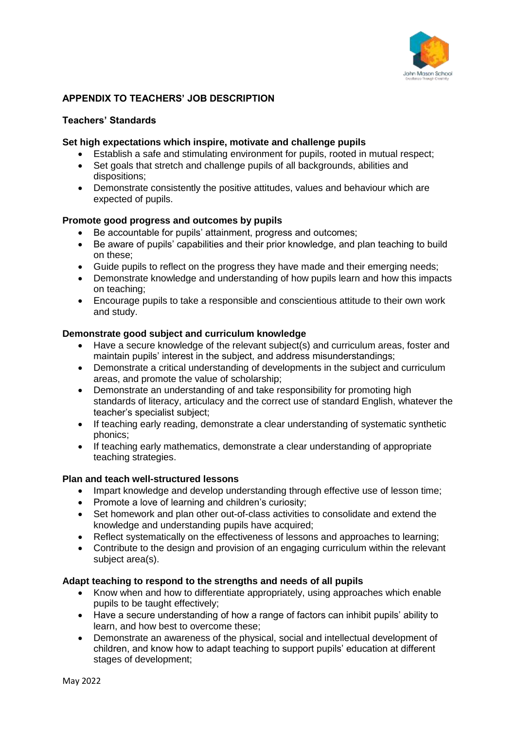## APPENDIX TO TEACHERS' JOB DESCRIPTION

### Teachers' Standards

**Set high expectations which inspire, motivate and challenge pupils**

- Establish a safe and stimulating environment for pupils, rooted in mutual respect;
- Set goals that stretch and challenge pupils of all backgrounds, abilities and dispositions;
- Demonstrate consistently the positive attitudes, values and behaviour which are expected of pupils.

**Promote good progress and outcomes by pupils**

- Be accountable for pupils' attainment, progress and outcomes;
- Be aware of pupils' capabilities and their prior knowledge, and plan teaching to build on these;
- Guide pupils to reflect on the progress they have made and their emerging needs;
- Demonstrate knowledge and understanding of how pupils learn and how this impacts on teaching;
- Encourage pupils to take a responsible and conscientious attitude to their own work and study.

**Demonstrate good subject and curriculum knowledge**

- Have a secure knowledge of the relevant subject(s) and curriculum areas, foster and maintain pupils' interest in the subject, and address misunderstandings;
- Demonstrate a critical understanding of developments in the subject and curriculum areas, and promote the value of scholarship;
- Demonstrate an understanding of and take responsibility for promoting high standards of literacy, articulacy and the correct use of standard English, whatever the teacher's specialist subject;
- If teaching early reading, demonstrate a clear understanding of systematic synthetic phonics;
- If teaching early mathematics, demonstrate a clear understanding of appropriate teaching strategies.

**Plan and teach well-structured lessons**

- Impart knowledge and develop understanding through effective use of lesson time;
- Promote a love of learning and children's curiosity;
- Set homework and plan other out-of-class activities to consolidate and extend the knowledge and understanding pupils have acquired;
- Reflect systematically on the effectiveness of lessons and approaches to learning;
- Contribute to the design and provision of an engaging curriculum within the relevant subject area(s).

**Adapt teaching to respond to the strengths and needs of all pupils**

- Know when and how to differentiate appropriately, using approaches which enable pupils to be taught effectively;
- Have a secure understanding of how a range of factors can inhibit pupils' ability to learn, and how best to overcome these;
- Demonstrate an awareness of the physical, social and intellectual development of children, and know how to adapt teaching to support pupils' education at different stages of development;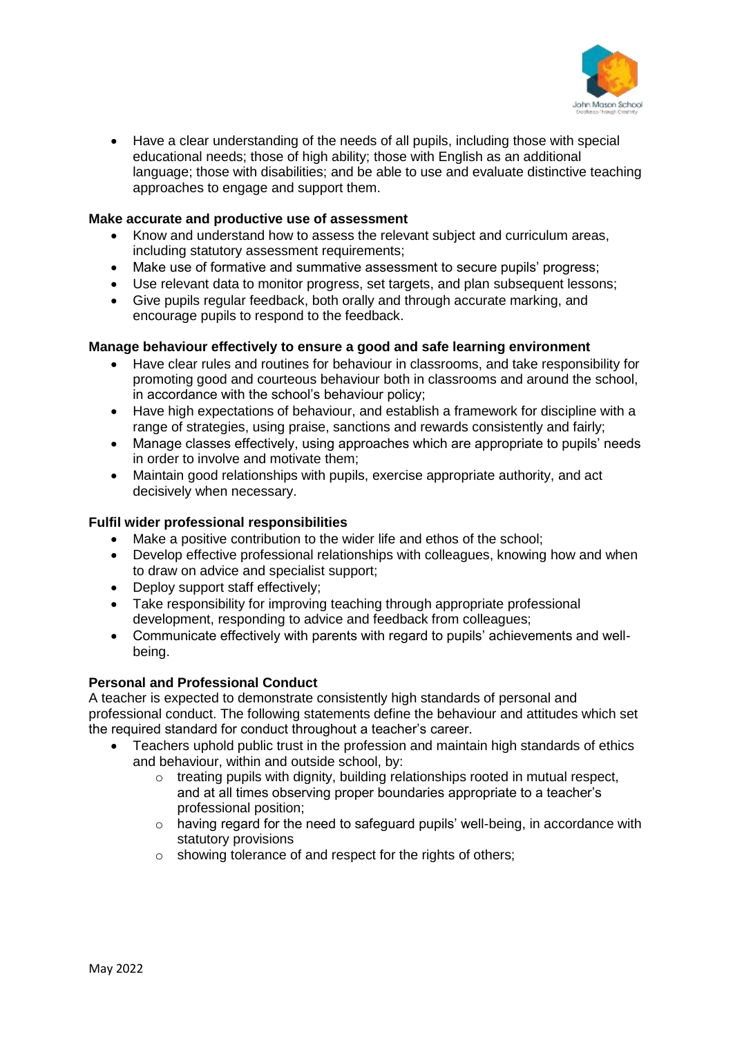- Have a clear understanding of the needs of all pupils, including those with special educational needs; those of high ability; those with English as an additional language; those with disabilities; and be able to use and evaluate distinctive teaching approaches to engage and support them.

**Make accurate and productive use of assessment**

- Know and understand how to assess the relevant subject and curriculum areas, including statutory assessment requirements;
- Make use of formative and summative assessment to secure pupils' progress;
- Use relevant data to monitor progress, set targets, and plan subsequent lessons;
- Give pupils regular feedback, both orally and through accurate marking, and encourage pupils to respond to the feedback.

**Manage behaviour effectively to ensure a good and safe learning environment**

- Have clear rules and routines for behaviour in classrooms, and take responsibility for promoting good and courteous behaviour both in classrooms and around the school, in accordance with the school's behaviour policy;
- Have high expectations of behaviour, and establish a framework for discipline with a range of strategies, using praise, sanctions and rewards consistently and fairly;
- Manage classes effectively, using approaches which are appropriate to pupils' needs in order to involve and motivate them;
- Maintain good relationships with pupils, exercise appropriate authority, and act decisively when necessary.

**Fulfil wider professional responsibilities**

- Make a positive contribution to the wider life and ethos of the school;
- Develop effective professional relationships with colleagues, knowing how and when to draw on advice and specialist support;
- Deploy support staff effectively;
- Take responsibility for improving teaching through appropriate professional development, responding to advice and feedback from colleagues;
- Communicate effectively with parents with regard to pupils' achievements and well-being.

**Personal and Professional Conduct**

A teacher is expected to demonstrate consistently high standards of personal and professional conduct. The following statements define the behaviour and attitudes which set the required standard for conduct throughout a teacher's career.

- Teachers uphold public trust in the profession and maintain high standards of ethics and behaviour, within and outside school, by:
    - treating pupils with dignity, building relationships rooted in mutual respect, and at all times observing proper boundaries appropriate to a teacher's professional position;
    - having regard for the need to safeguard pupils' well-being, in accordance with statutory provisions
    - showing tolerance of and respect for the rights of others;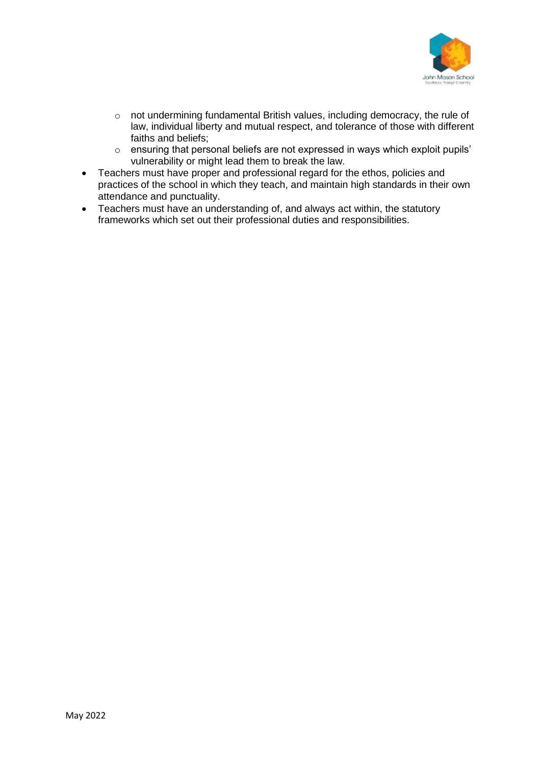- not undermining fundamental British values, including democracy, the rule of law, individual liberty and mutual respect, and tolerance of those with different faiths and beliefs;
    - ensuring that personal beliefs are not expressed in ways which exploit pupils' vulnerability or might lead them to break the law.
- Teachers must have proper and professional regard for the ethos, policies and practices of the school in which they teach, and maintain high standards in their own attendance and punctuality.
- Teachers must have an understanding of, and always act within, the statutory frameworks which set out their professional duties and responsibilities.